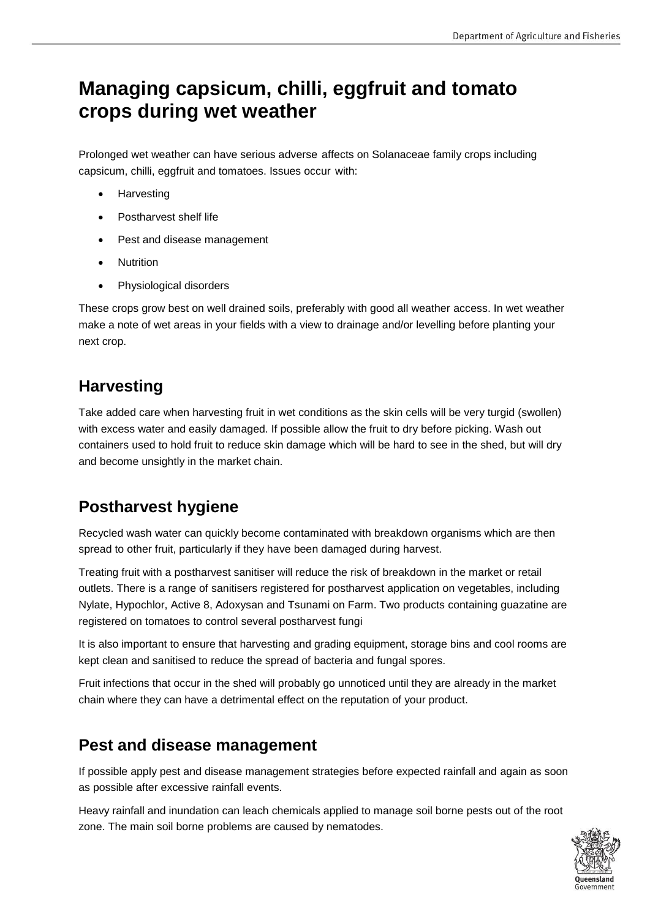# Managing capsicum, chilli, eggfruit and tomato crops during wet weather

Prolonged wet weather can have serious adverse affects on Solanaceae family crops including capsicum, chilli, eggfruit and tomatoes. Issues occur with:

- Harvesting
- Postharvest shelf life
- Pest and disease management
- Nutrition
- Physiological disorders

These crops grow best on well drained soils, preferably with good all weather access. In wet weather make a note of wet areas in your fields with a view to drainage and/or levelling before planting your next crop.

## Harvesting

Take added care when harvesting fruit in wet conditions as the skin cells will be very turgid (swollen) with excess water and easily damaged. If possible allow the fruit to dry before picking. Wash out containers used to hold fruit to reduce skin damage which will be hard to see in the shed, but will dry and become unsightly in the market chain.

## Postharvest hygiene

Recycled wash water can quickly become contaminated with breakdown organisms which are then spread to other fruit, particularly if they have been damaged during harvest.

Treating fruit with a postharvest sanitiser will reduce the risk of breakdown in the market or retail outlets. There is a range of sanitisers registered for postharvest application on vegetables, including Nylate, Hypochlor, Active 8, Adoxysan and Tsunami on Farm. Two products containing guazatine are registered on tomatoes to control several postharvest fungi

It is also important to ensure that harvesting and grading equipment, storage bins and cool rooms are kept clean and sanitised to reduce the spread of bacteria and fungal spores.

Fruit infections that occur in the shed will probably go unnoticed until they are already in the market chain where they can have a detrimental effect on the reputation of your product.

## Pest and disease management

If possible apply pest and disease management strategies before expected rainfall and again as soon as possible after excessive rainfall events.

Heavy rainfall and inundation can leach chemicals applied to manage soil borne pests out of the root zone. The main soil borne problems are caused by nematodes.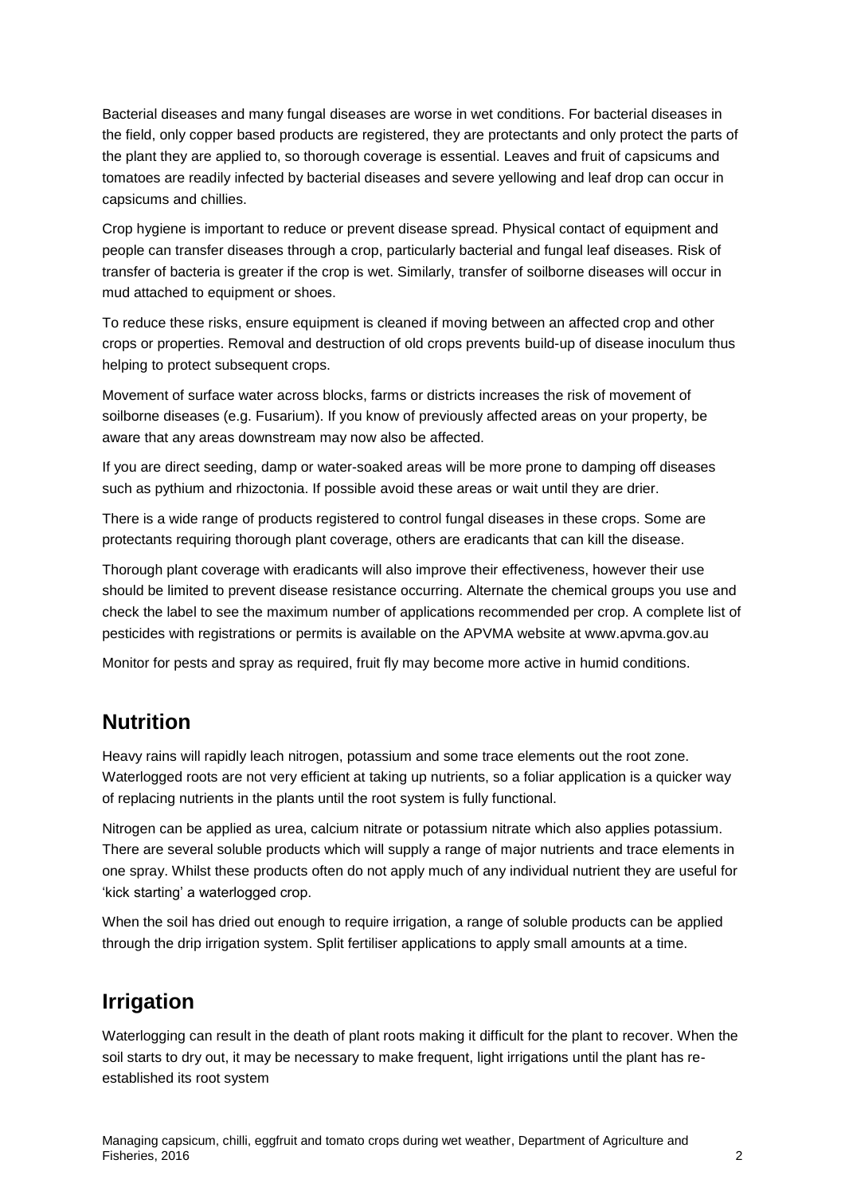Bacterial diseases and many fungal diseases are worse in wet conditions. For bacterial diseases in the field, only copper based products are registered, they are protectants and only protect the parts of the plant they are applied to, so thorough coverage is essential. Leaves and fruit of capsicums and tomatoes are readily infected by bacterial diseases and severe yellowing and leaf drop can occur in capsicums and chillies.

Crop hygiene is important to reduce or prevent disease spread. Physical contact of equipment and people can transfer diseases through a crop, particularly bacterial and fungal leaf diseases. Risk of transfer of bacteria is greater if the crop is wet. Similarly, transfer of soilborne diseases will occur in mud attached to equipment or shoes.

To reduce these risks, ensure equipment is cleaned if moving between an affected crop and other crops or properties. Removal and destruction of old crops prevents build-up of disease inoculum thus helping to protect subsequent crops.

Movement of surface water across blocks, farms or districts increases the risk of movement of soilborne diseases (e.g. Fusarium). If you know of previously affected areas on your property, be aware that any areas downstream may now also be affected.

If you are direct seeding, damp or water-soaked areas will be more prone to damping off diseases such as pythium and rhizoctonia. If possible avoid these areas or wait until they are drier.

There is a wide range of products registered to control fungal diseases in these crops. Some are protectants requiring thorough plant coverage, others are eradicants that can kill the disease.

Thorough plant coverage with eradicants will also improve their effectiveness, however their use should be limited to prevent disease resistance occurring. Alternate the chemical groups you use and check the label to see the maximum number of applications recommended per crop. A complete list of pesticides with registrations or permits is available on the APVMA website at www.apvma.gov.au

Monitor for pests and spray as required, fruit fly may become more active in humid conditions.

## Nutrition

Heavy rains will rapidly leach nitrogen, potassium and some trace elements out the root zone. Waterlogged roots are not very efficient at taking up nutrients, so a foliar application is a quicker way of replacing nutrients in the plants until the root system is fully functional.

Nitrogen can be applied as urea, calcium nitrate or potassium nitrate which also applies potassium. There are several soluble products which will supply a range of major nutrients and trace elements in one spray. Whilst these products often do not apply much of any individual nutrient they are useful for 'kick starting' a waterlogged crop.

When the soil has dried out enough to require irrigation, a range of soluble products can be applied through the drip irrigation system. Split fertiliser applications to apply small amounts at a time.

## Irrigation

Waterlogging can result in the death of plant roots making it difficult for the plant to recover. When the soil starts to dry out, it may be necessary to make frequent, light irrigations until the plant has re-established its root system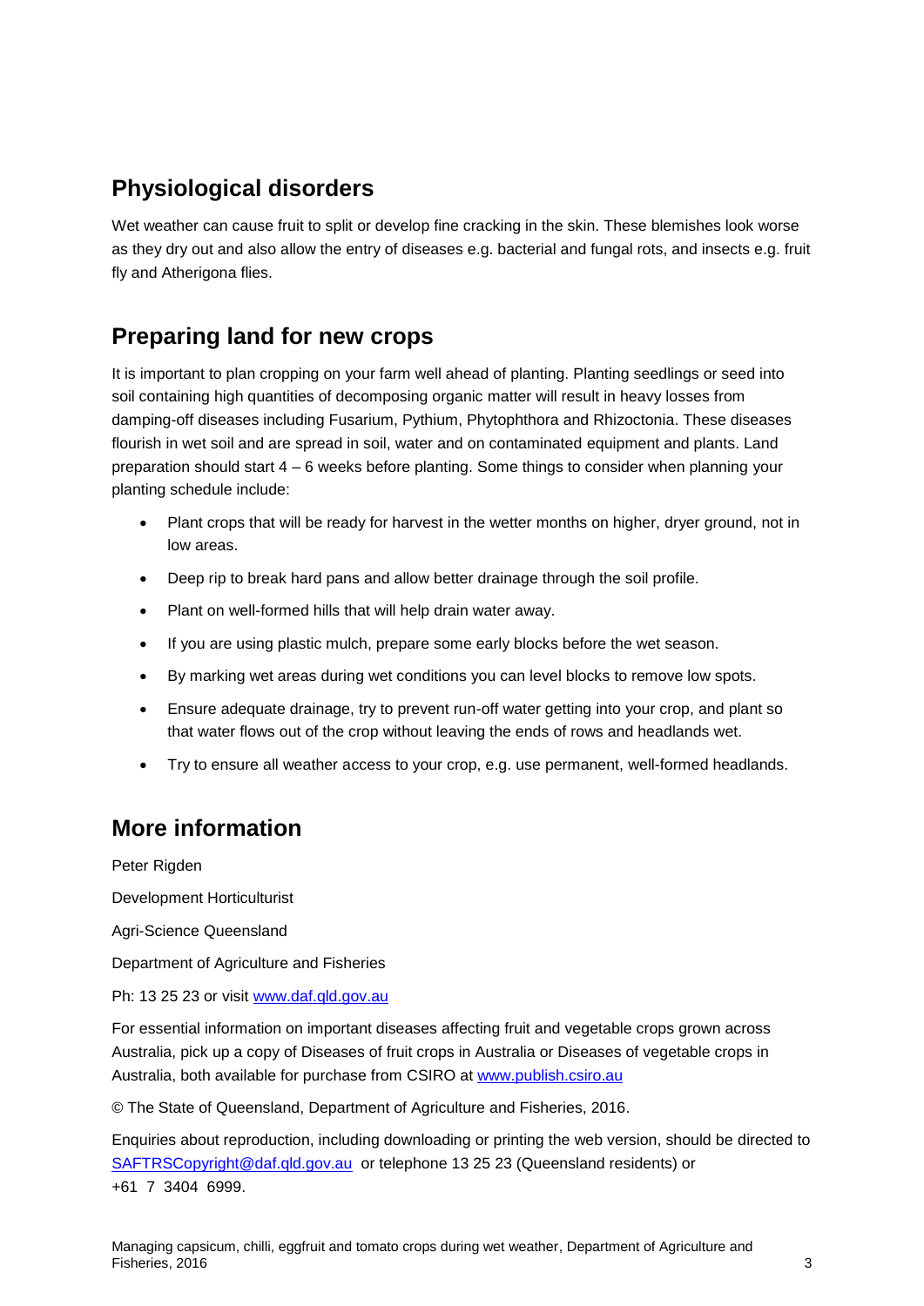## Physiological disorders

Wet weather can cause fruit to split or develop fine cracking in the skin. These blemishes look worse as they dry out and also allow the entry of diseases e.g. bacterial and fungal rots, and insects e.g. fruit fly and Atherigona flies.

## Preparing land for new crops

It is important to plan cropping on your farm well ahead of planting. Planting seedlings or seed into soil containing high quantities of decomposing organic matter will result in heavy losses from damping-off diseases including Fusarium, Pythium, Phytophthora and Rhizoctonia. These diseases flourish in wet soil and are spread in soil, water and on contaminated equipment and plants. Land preparation should start 4 – 6 weeks before planting. Some things to consider when planning your planting schedule include:

- Plant crops that will be ready for harvest in the wetter months on higher, dryer ground, not in low areas.
- Deep rip to break hard pans and allow better drainage through the soil profile.
- Plant on well-formed hills that will help drain water away.
- If you are using plastic mulch, prepare some early blocks before the wet season.
- By marking wet areas during wet conditions you can level blocks to remove low spots.
- Ensure adequate drainage, try to prevent run-off water getting into your crop, and plant so that water flows out of the crop without leaving the ends of rows and headlands wet.
- Try to ensure all weather access to your crop, e.g. use permanent, well-formed headlands.

## More information

Peter Rigden

Development Horticulturist

Agri-Science Queensland

Department of Agriculture and Fisheries

Ph: 13 25 23 or visit www.daf.qld.gov.au

For essential information on important diseases affecting fruit and vegetable crops grown across Australia, pick up a copy of Diseases of fruit crops in Australia or Diseases of vegetable crops in Australia, both available for purchase from CSIRO at www.publish.csiro.au

© The State of Queensland, Department of Agriculture and Fisheries, 2016.

Enquiries about reproduction, including downloading or printing the web version, should be directed to SAFTRSCopyright@daf.qld.gov.au or telephone 13 25 23 (Queensland residents) or +61 7 3404 6999.